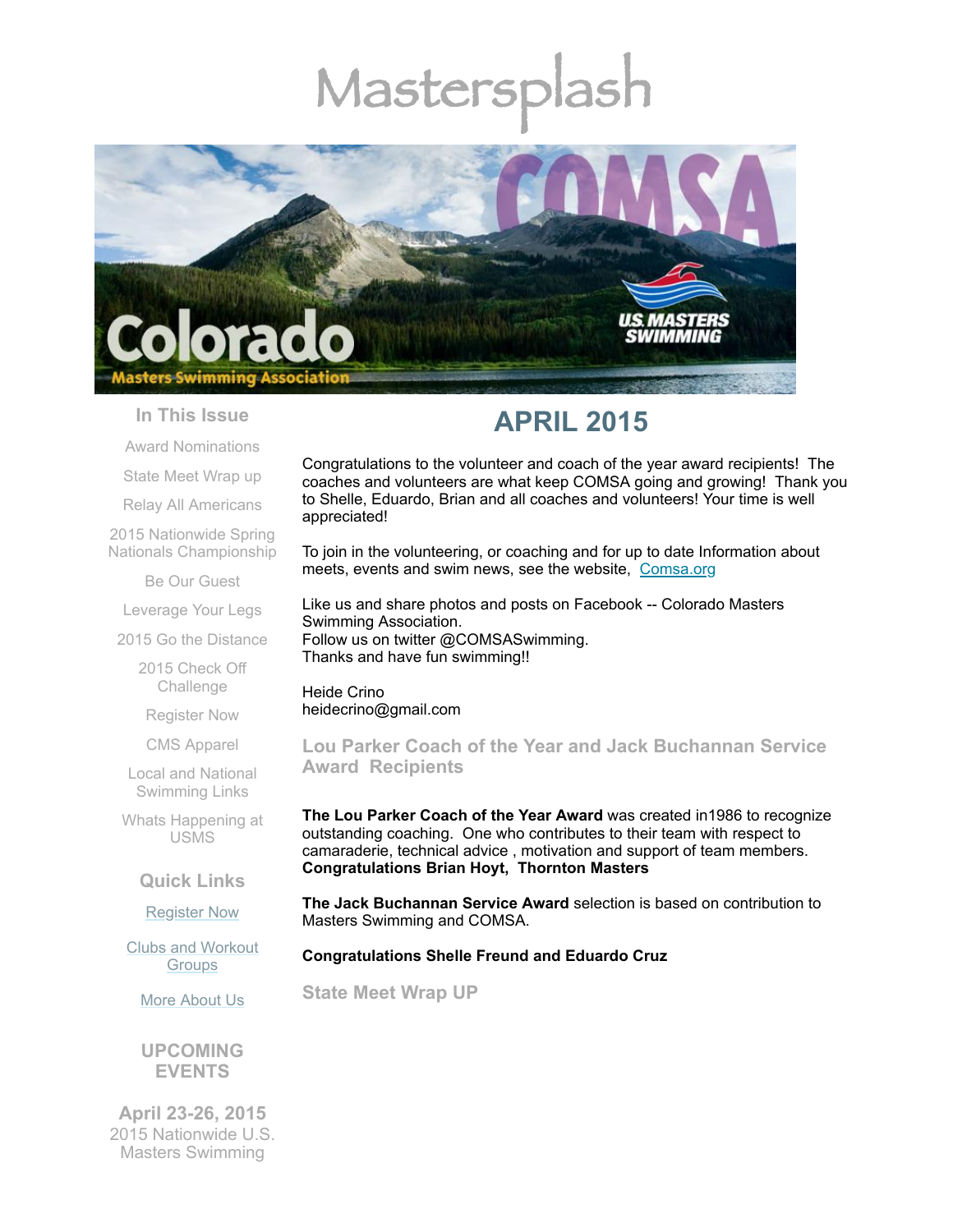# Mastersplash

## In This Issue

Award Nominations

State Meet Wrap up

Relay All Americans

2015 Nationwide Spring Nationals Championship

Be Our Guest

Leverage Your Legs

2015 Go the Distance

2015 Check Off Challenge

Register Now

CMS Apparel

Local and National Swimming Links

Whats Happening at USMS

## Quick Links

[Register Now]

[Clubs and Workout Groups]

[More About Us]

## UPCOMING EVENTS

**April 23-26, 2015**
2015 Nationwide U.S. Masters Swimming

# APRIL 2015

Congratulations to the volunteer and coach of the year award recipients! The coaches and volunteers are what keep COMSA going and growing! Thank you to Shelle, Eduardo, Brian and all coaches and volunteers! Your time is well appreciated!

To join in the volunteering, or coaching and for up to date Information about meets, events and swim news, see the website, [Comsa.org]

Like us and share photos and posts on Facebook -- Colorado Masters Swimming Association.
Follow us on twitter @COMSASwimming.
Thanks and have fun swimming!!

Heide Crino
heidecrino@gmail.com

## Lou Parker Coach of the Year and Jack Buchannan Service Award Recipients

**The Lou Parker Coach of the Year Award** was created in1986 to recognize outstanding coaching. One who contributes to their team with respect to camaraderie, technical advice , motivation and support of team members.
**Congratulations Brian Hoyt, Thornton Masters**

**The Jack Buchannan Service Award** selection is based on contribution to Masters Swimming and COMSA.

**Congratulations Shelle Freund and Eduardo Cruz**

## State Meet Wrap UP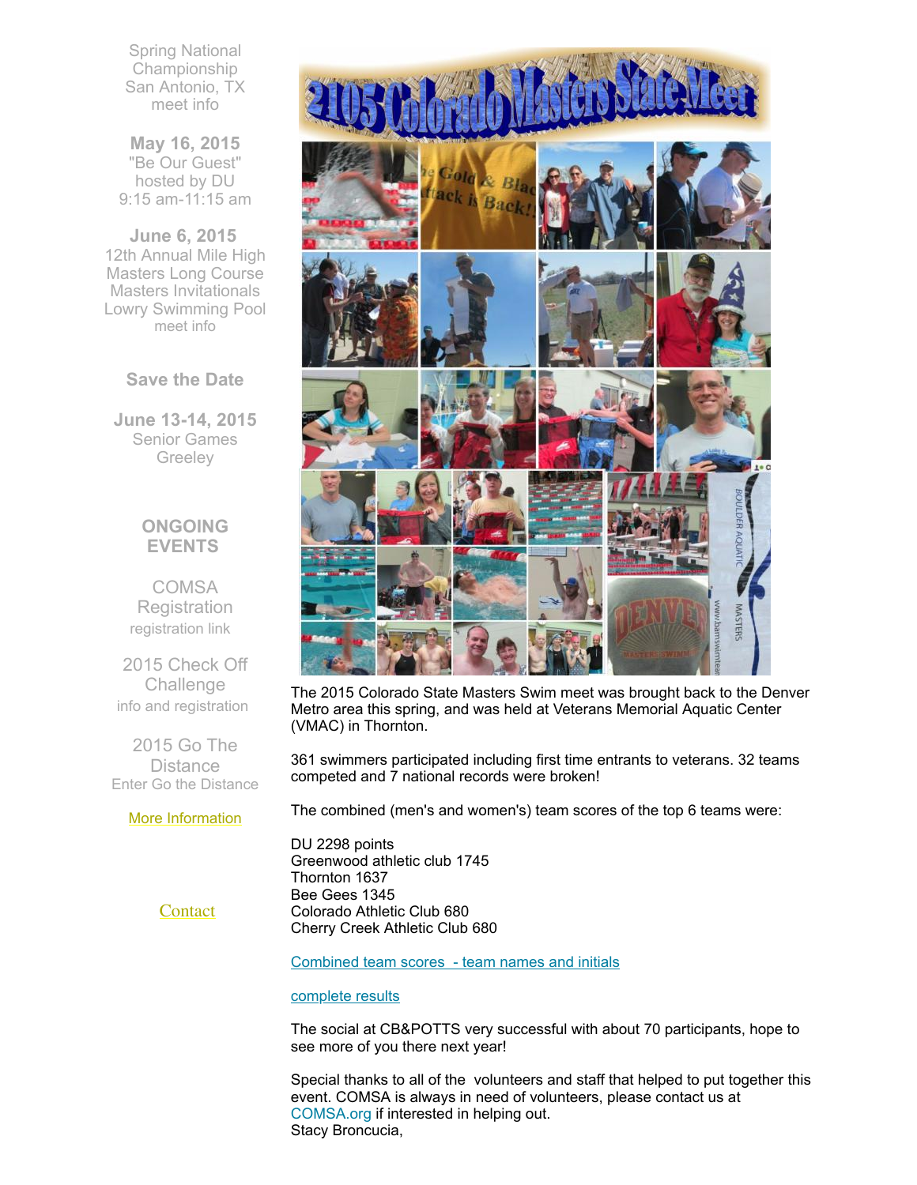Spring National Championship
San Antonio, TX
meet info

**May 16, 2015**
"Be Our Guest"
hosted by DU
9:15 am-11:15 am

**June 6, 2015**
12th Annual Mile High Masters Long Course Masters Invitationals
Lowry Swimming Pool
meet info

**Save the Date**

**June 13-14, 2015**
Senior Games
Greeley

**ONGOING EVENTS**

COMSA Registration
registration link

2015 Check Off Challenge
info and registration

2015 Go The Distance
Enter Go the Distance

More Information

Contact

# 2105 Colorado Masters State Meet

The 2015 Colorado State Masters Swim meet was brought back to the Denver Metro area this spring, and was held at Veterans Memorial Aquatic Center (VMAC) in Thornton.

361 swimmers participated including first time entrants to veterans. 32 teams competed and 7 national records were broken!

The combined (men's and women's) team scores of the top 6 teams were:

DU 2298 points
Greenwood athletic club 1745
Thornton 1637
Bee Gees 1345
Colorado Athletic Club 680
Cherry Creek Athletic Club 680

Combined team scores - team names and initials

complete results

The social at CB&POTTS very successful with about 70 participants, hope to see more of you there next year!

Special thanks to all of the volunteers and staff that helped to put together this event. COMSA is always in need of volunteers, please contact us at COMSA.org if interested in helping out.
Stacy Broncucia,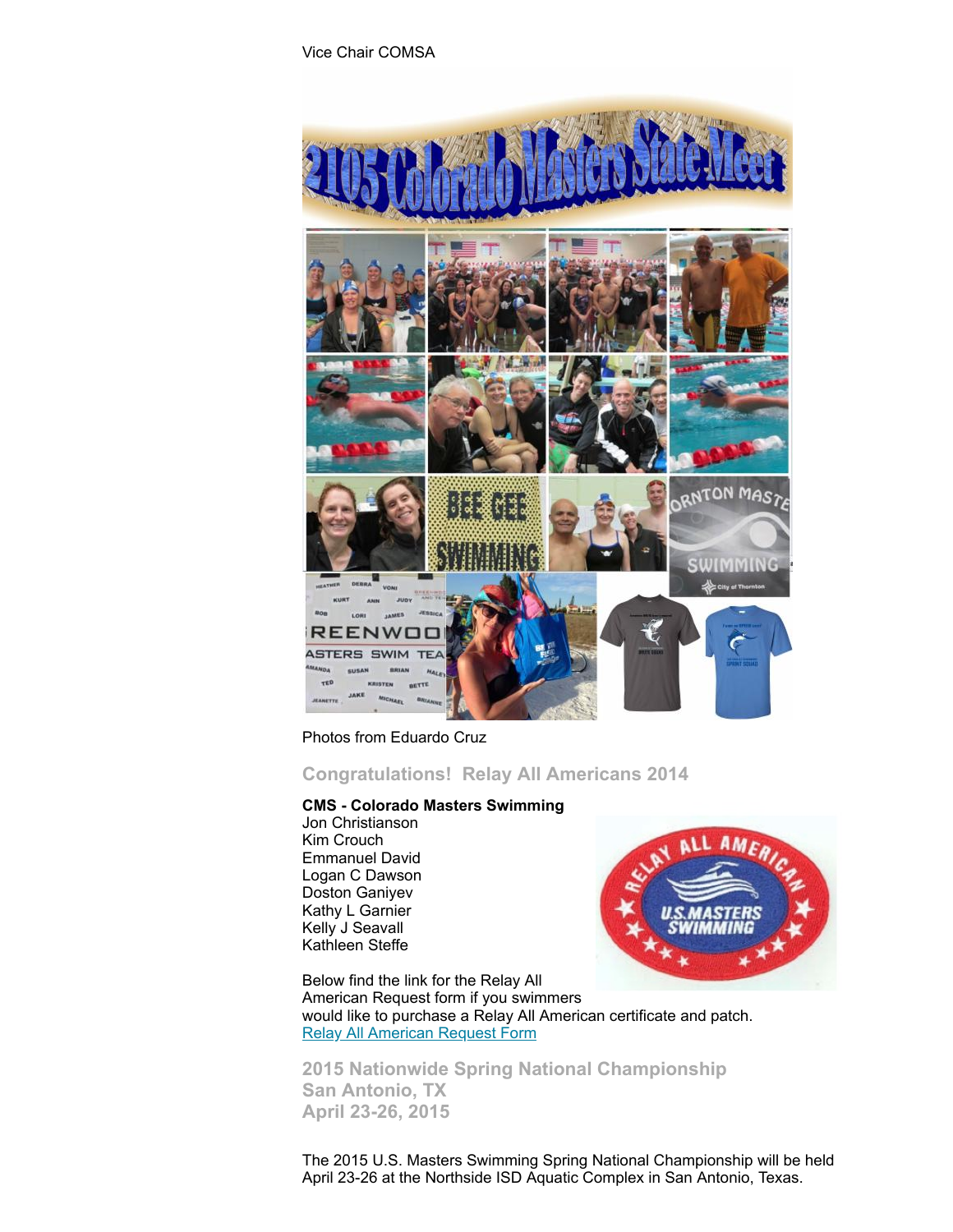Vice Chair COMSA

Photos from Eduardo Cruz

## Congratulations! Relay All Americans 2014

**CMS - Colorado Masters Swimming**
Jon Christianson
Kim Crouch
Emmanuel David
Logan C Dawson
Doston Ganiyev
Kathy L Garnier
Kelly J Seavall
Kathleen Steffe

Below find the link for the Relay All American Request form if you swimmers would like to purchase a Relay All American certificate and patch.
[Relay All American Request Form]()

## 2015 Nationwide Spring National Championship
## San Antonio, TX
## April 23-26, 2015

The 2015 U.S. Masters Swimming Spring National Championship will be held April 23-26 at the Northside ISD Aquatic Complex in San Antonio, Texas.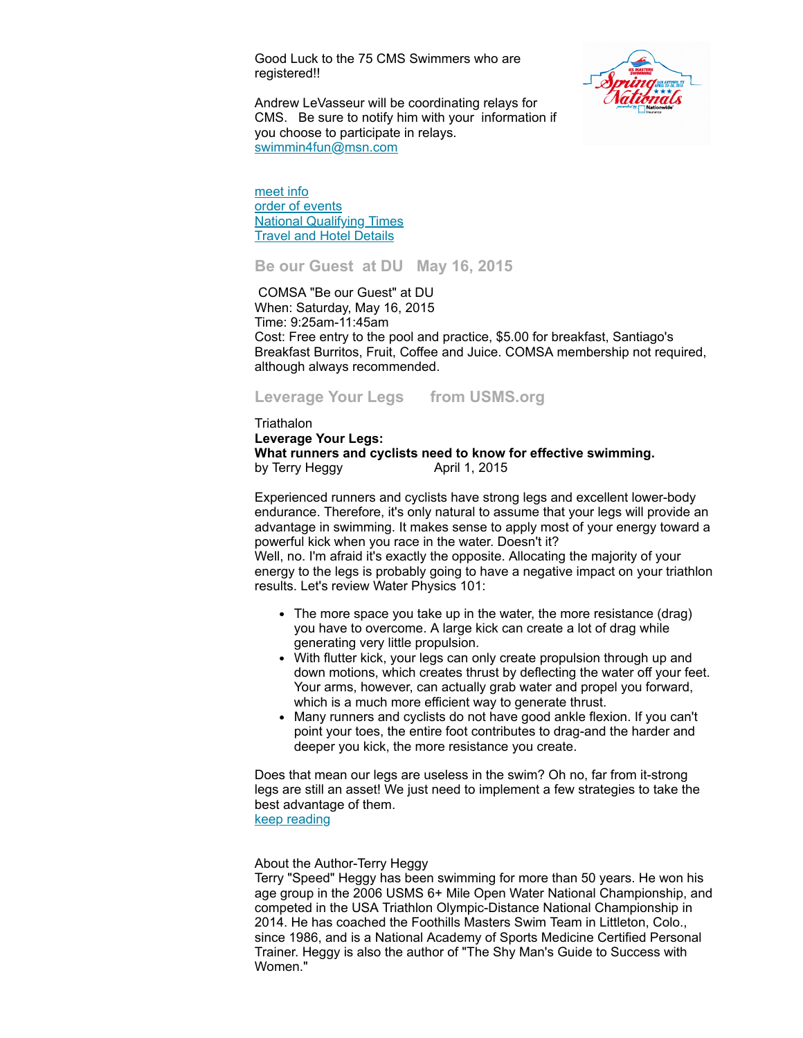Good Luck to the 75 CMS Swimmers who are registered!!

Andrew LeVasseur will be coordinating relays for CMS. Be sure to notify him with your information if you choose to participate in relays.
swimmin4fun@msn.com

meet info
order of events
National Qualifying Times
Travel and Hotel Details

## Be our Guest at DU May 16, 2015

COMSA "Be our Guest" at DU
When: Saturday, May 16, 2015
Time: 9:25am-11:45am
Cost: Free entry to the pool and practice, $5.00 for breakfast, Santiago's Breakfast Burritos, Fruit, Coffee and Juice. COMSA membership not required, although always recommended.

## Leverage Your Legs from USMS.org

Triathalon
**Leverage Your Legs:**
**What runners and cyclists need to know for effective swimming.**
by Terry Heggy April 1, 2015

Experienced runners and cyclists have strong legs and excellent lower-body endurance. Therefore, it's only natural to assume that your legs will provide an advantage in swimming. It makes sense to apply most of your energy toward a powerful kick when you race in the water. Doesn't it?
Well, no. I'm afraid it's exactly the opposite. Allocating the majority of your energy to the legs is probably going to have a negative impact on your triathlon results. Let's review Water Physics 101:

- The more space you take up in the water, the more resistance (drag) you have to overcome. A large kick can create a lot of drag while generating very little propulsion.
- With flutter kick, your legs can only create propulsion through up and down motions, which creates thrust by deflecting the water off your feet. Your arms, however, can actually grab water and propel you forward, which is a much more efficient way to generate thrust.
- Many runners and cyclists do not have good ankle flexion. If you can't point your toes, the entire foot contributes to drag-and the harder and deeper you kick, the more resistance you create.

Does that mean our legs are useless in the swim? Oh no, far from it-strong legs are still an asset! We just need to implement a few strategies to take the best advantage of them.
keep reading

About the Author-Terry Heggy
Terry "Speed" Heggy has been swimming for more than 50 years. He won his age group in the 2006 USMS 6+ Mile Open Water National Championship, and competed in the USA Triathlon Olympic-Distance National Championship in 2014. He has coached the Foothills Masters Swim Team in Littleton, Colo., since 1986, and is a National Academy of Sports Medicine Certified Personal Trainer. Heggy is also the author of "The Shy Man's Guide to Success with Women."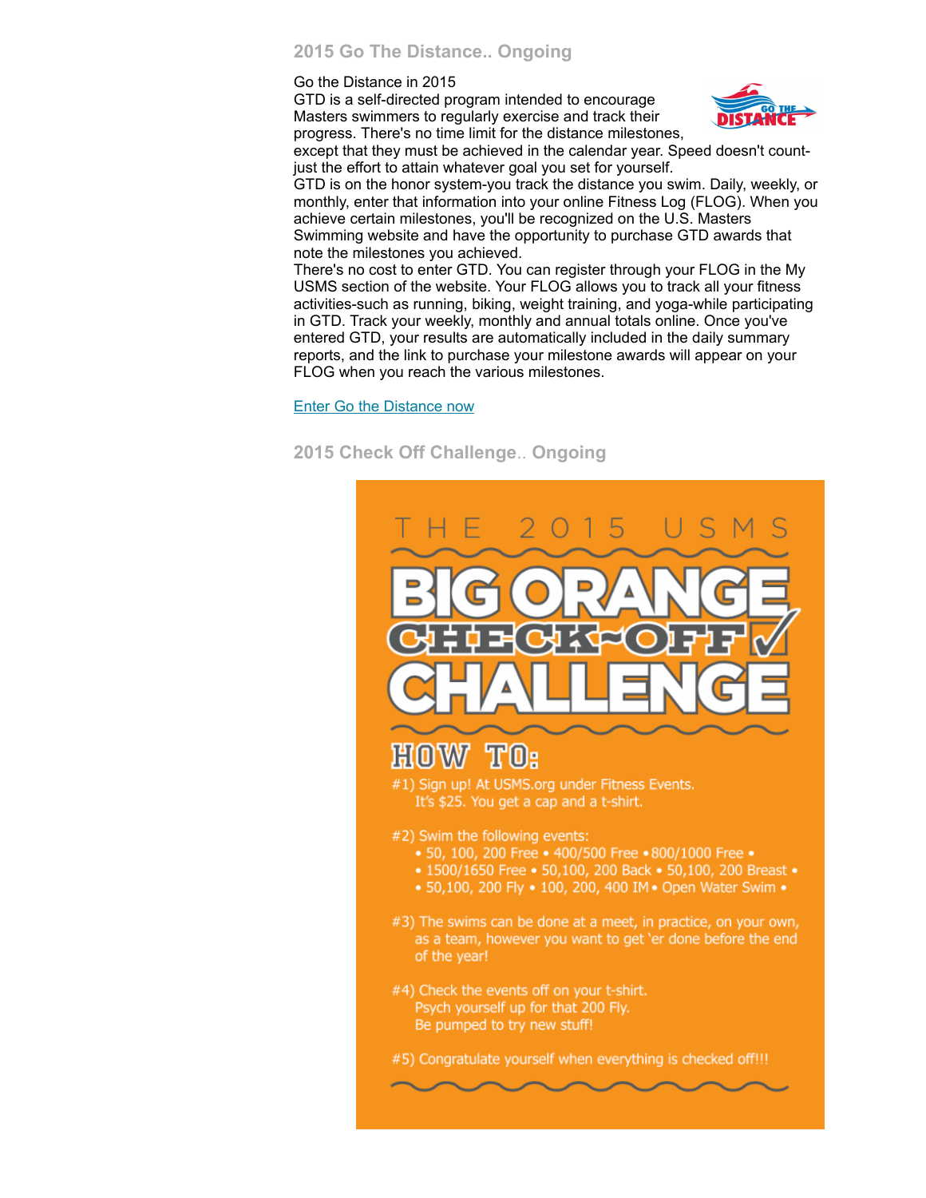## 2015 Go The Distance.. Ongoing

Go the Distance in 2015
GTD is a self-directed program intended to encourage Masters swimmers to regularly exercise and track their progress. There's no time limit for the distance milestones, except that they must be achieved in the calendar year. Speed doesn't count- just the effort to attain whatever goal you set for yourself.
GTD is on the honor system-you track the distance you swim. Daily, weekly, or monthly, enter that information into your online Fitness Log (FLOG). When you achieve certain milestones, you'll be recognized on the U.S. Masters Swimming website and have the opportunity to purchase GTD awards that note the milestones you achieved.
There's no cost to enter GTD. You can register through your FLOG in the My USMS section of the website. Your FLOG allows you to track all your fitness activities-such as running, biking, weight training, and yoga-while participating in GTD. Track your weekly, monthly and annual totals online. Once you've entered GTD, your results are automatically included in the daily summary reports, and the link to purchase your milestone awards will appear on your FLOG when you reach the various milestones.

Enter Go the Distance now

## 2015 Check Off Challenge.. Ongoing

THE 2015 USMS

# BIG ORANGE CHECK~OFF CHALLENGE

### HOW TO:

#1) Sign up! At USMS.org under Fitness Events.
It's $25. You get a cap and a t-shirt.

#2) Swim the following events:
- 50, 100, 200 Free • 400/500 Free • 800/1000 Free •
- 1500/1650 Free • 50,100, 200 Back • 50,100, 200 Breast •
- 50,100, 200 Fly • 100, 200, 400 IM • Open Water Swim •

#3) The swims can be done at a meet, in practice, on your own, as a team, however you want to get 'er done before the end of the year!

#4) Check the events off on your t-shirt.
Psych yourself up for that 200 Fly.
Be pumped to try new stuff!

#5) Congratulate yourself when everything is checked off!!!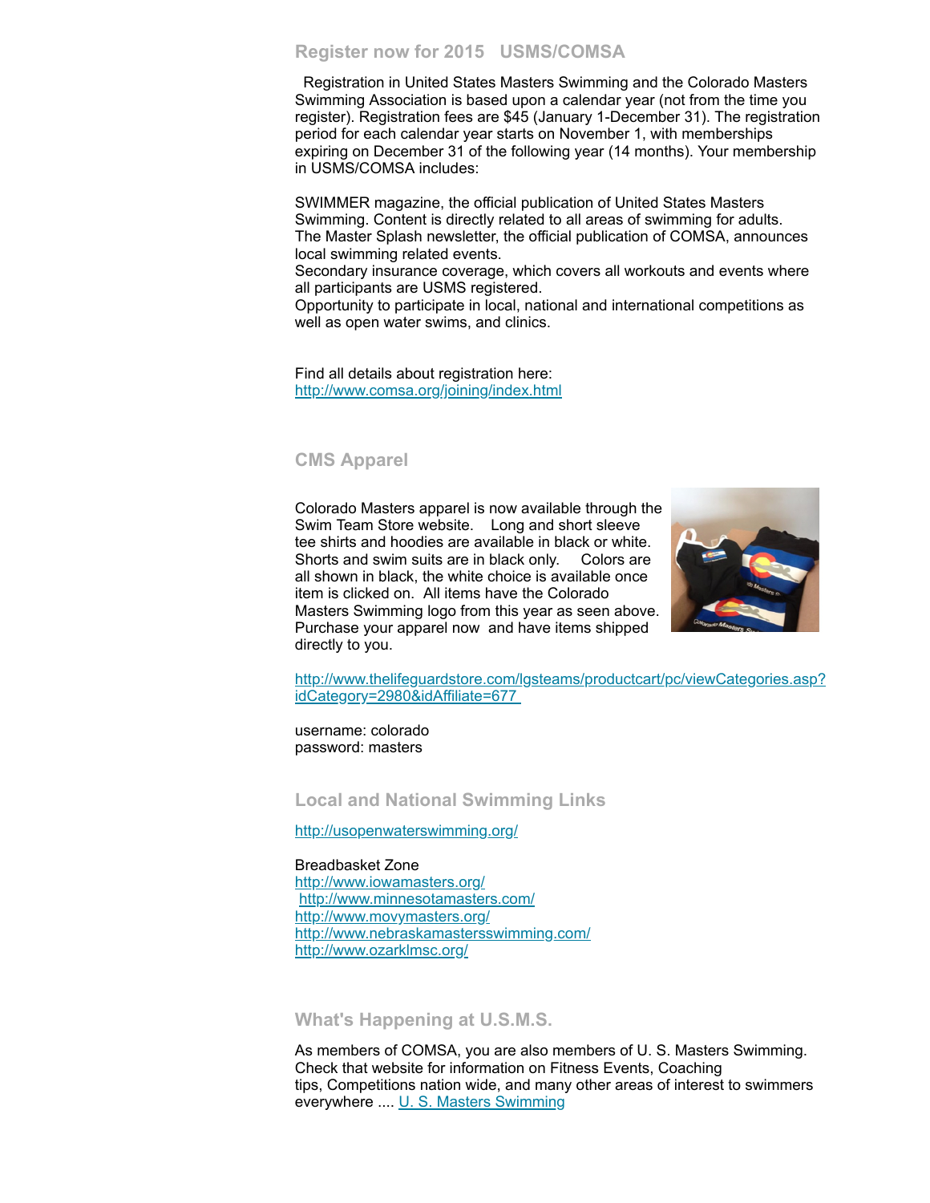## Register now for 2015 USMS/COMSA

Registration in United States Masters Swimming and the Colorado Masters Swimming Association is based upon a calendar year (not from the time you register). Registration fees are $45 (January 1-December 31). The registration period for each calendar year starts on November 1, with memberships expiring on December 31 of the following year (14 months). Your membership in USMS/COMSA includes:

SWIMMER magazine, the official publication of United States Masters Swimming. Content is directly related to all areas of swimming for adults.
The Master Splash newsletter, the official publication of COMSA, announces local swimming related events.
Secondary insurance coverage, which covers all workouts and events where all participants are USMS registered.
Opportunity to participate in local, national and international competitions as well as open water swims, and clinics.

Find all details about registration here:
http://www.comsa.org/joining/index.html

## CMS Apparel

Colorado Masters apparel is now available through the Swim Team Store website. Long and short sleeve tee shirts and hoodies are available in black or white. Shorts and swim suits are in black only. Colors are all shown in black, the white choice is available once item is clicked on. All items have the Colorado Masters Swimming logo from this year as seen above. Purchase your apparel now and have items shipped directly to you.

http://www.thelifeguardstore.com/lgsteams/productcart/pc/viewCategories.asp?idCategory=2980&idAffiliate=677

username: colorado
password: masters

## Local and National Swimming Links

http://usopenwaterswimming.org/

Breadbasket Zone
http://www.iowamasters.org/
http://www.minnesotamasters.com/
http://www.movymasters.org/
http://www.nebraskamastersswimming.com/
http://www.ozarklmsc.org/

## What's Happening at U.S.M.S.

As members of COMSA, you are also members of U. S. Masters Swimming. Check that website for information on Fitness Events, Coaching tips, Competitions nation wide, and many other areas of interest to swimmers everywhere .... U. S. Masters Swimming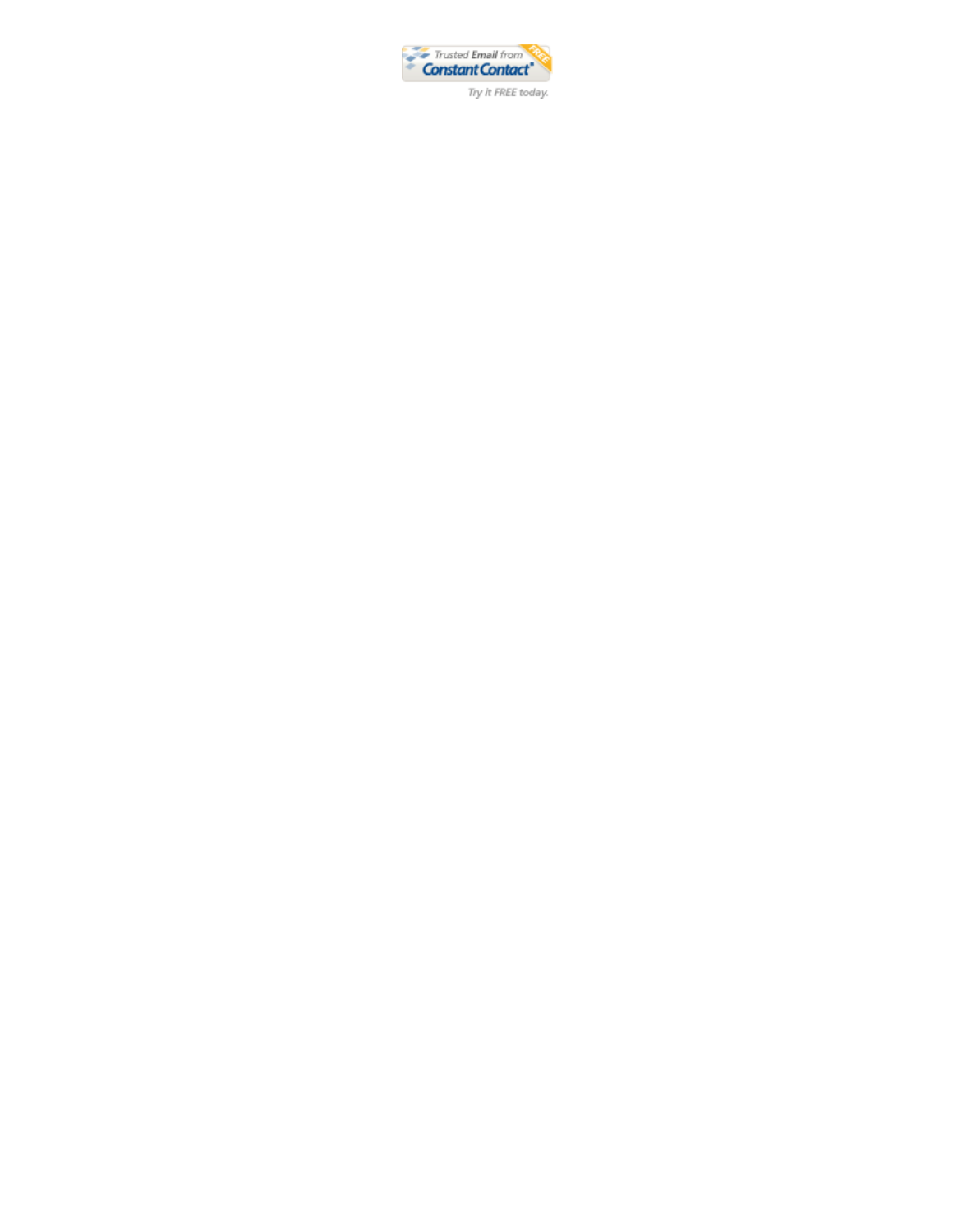Trusted Email from Constant Contact

FREE

Try it FREE today.